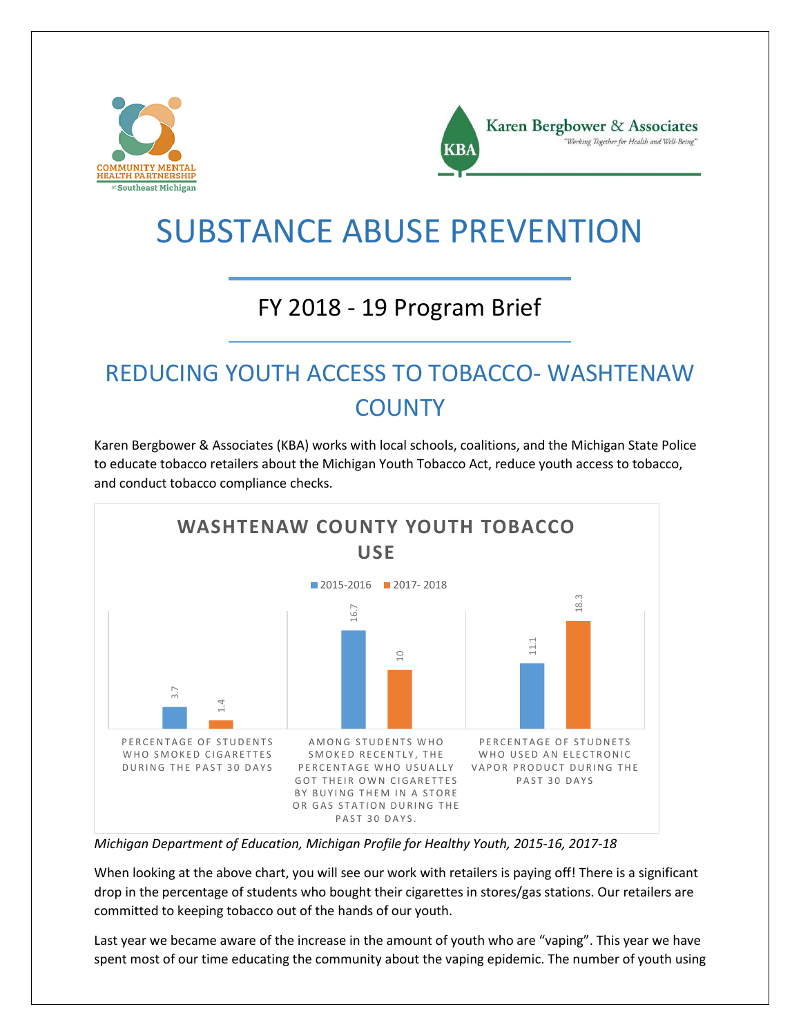# SUBSTANCE ABUSE PREVENTION

## FY 2018 - 19 Program Brief

## REDUCING YOUTH ACCESS TO TOBACCO- WASHTENAW COUNTY

Karen Bergbower & Associates (KBA) works with local schools, coalitions, and the Michigan State Police to educate tobacco retailers about the Michigan Youth Tobacco Act, reduce youth access to tobacco, and conduct tobacco compliance checks.

**WASHTENAW COUNTY YOUTH TOBACCO USE**

| | 2015-2016 | 2017- 2018 |
|---|---|---|
| PERCENTAGE OF STUDENTS WHO SMOKED CIGARETTES DURING THE PAST 30 DAYS | 3.7 | 1.4 |
| AMONG STUDENTS WHO SMOKED RECENTLY, THE PERCENTAGE WHO USUALLY GOT THEIR OWN CIGARETTES BY BUYING THEM IN A STORE OR GAS STATION DURING THE PAST 30 DAYS. | 16.7 | 10 |
| PERCENTAGE OF STUDNETS WHO USED AN ELECTRONIC VAPOR PRODUCT DURING THE PAST 30 DAYS | 11.1 | 18.3 |

*Michigan Department of Education, Michigan Profile for Healthy Youth, 2015-16, 2017-18*

When looking at the above chart, you will see our work with retailers is paying off! There is a significant drop in the percentage of students who bought their cigarettes in stores/gas stations. Our retailers are committed to keeping tobacco out of the hands of our youth.

Last year we became aware of the increase in the amount of youth who are "vaping". This year we have spent most of our time educating the community about the vaping epidemic. The number of youth using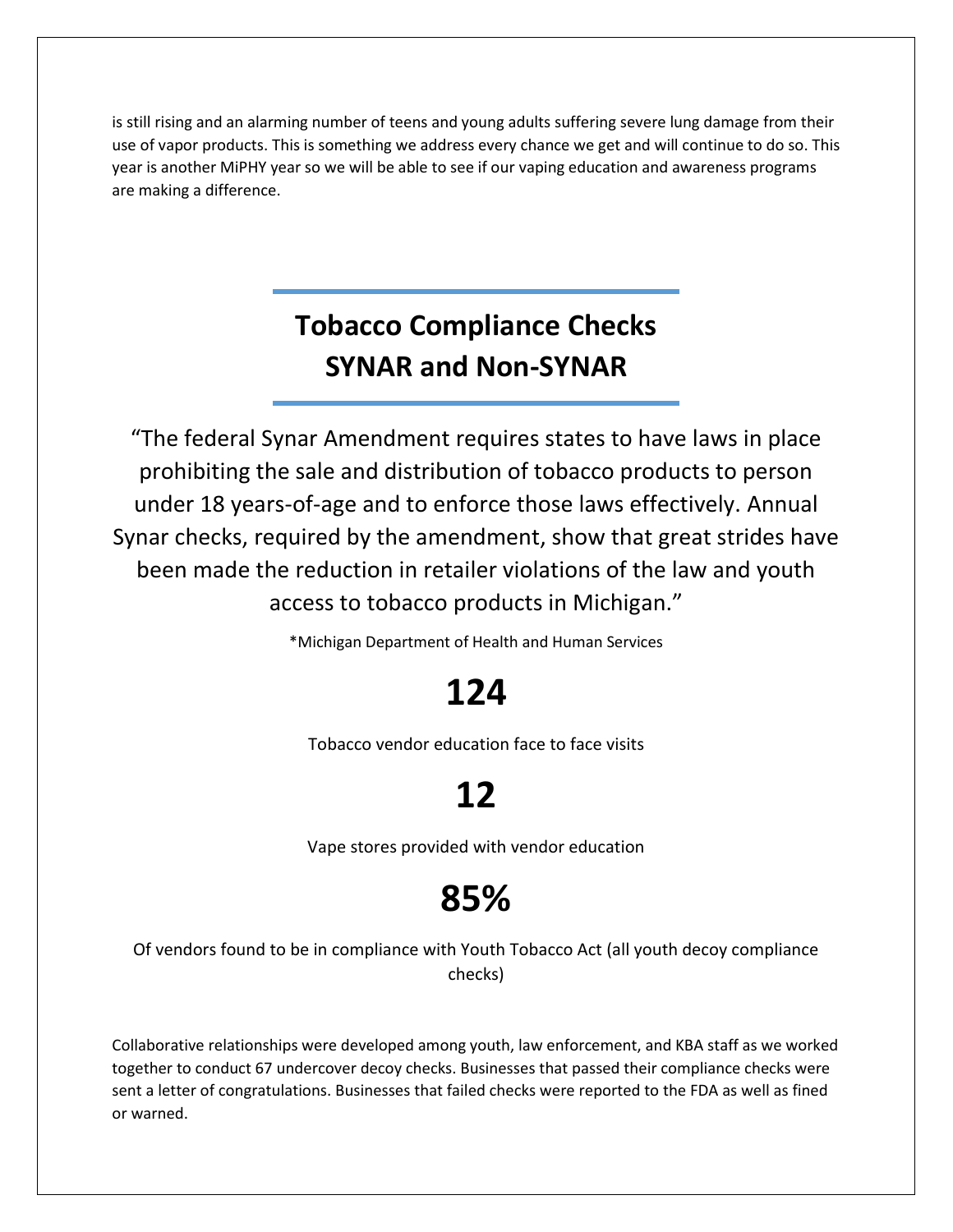is still rising and an alarming number of teens and young adults suffering severe lung damage from their use of vapor products. This is something we address every chance we get and will continue to do so. This year is another MiPHY year so we will be able to see if our vaping education and awareness programs are making a difference.

## Tobacco Compliance Checks SYNAR and Non-SYNAR

"The federal Synar Amendment requires states to have laws in place prohibiting the sale and distribution of tobacco products to person under 18 years-of-age and to enforce those laws effectively. Annual Synar checks, required by the amendment, show that great strides have been made the reduction in retailer violations of the law and youth access to tobacco products in Michigan."

*Michigan Department of Health and Human Services

# 124

Tobacco vendor education face to face visits

# 12

Vape stores provided with vendor education

# 85%

Of vendors found to be in compliance with Youth Tobacco Act (all youth decoy compliance checks)

Collaborative relationships were developed among youth, law enforcement, and KBA staff as we worked together to conduct 67 undercover decoy checks. Businesses that passed their compliance checks were sent a letter of congratulations. Businesses that failed checks were reported to the FDA as well as fined or warned.